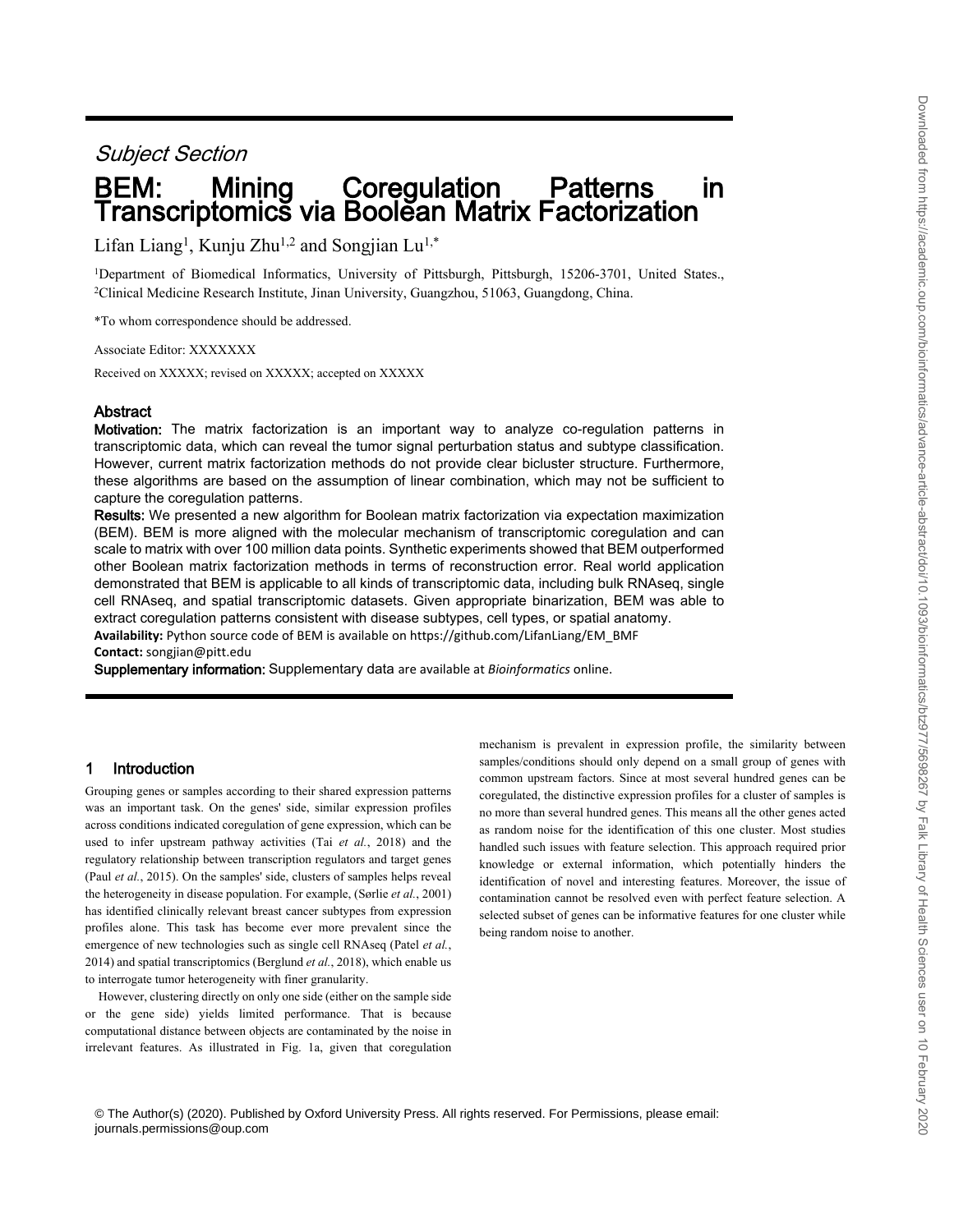Subject Section

# BEM: Mining Coregulation Patterns in Transcriptomics via Boolean Matrix Factorization

Lifan Liang[1], Kunju Zhu[1,2] and Songjian Lu[1,*]

[1]Department of Biomedical Informatics, University of Pittsburgh, Pittsburgh, 15206-3701, United States., [2]Clinical Medicine Research Institute, Jinan University, Guangzhou, 51063, Guangdong, China.

*To whom correspondence should be addressed.

Associate Editor: XXXXXXX

Received on XXXXX; revised on XXXXX; accepted on XXXXX

## Abstract

**Motivation:** The matrix factorization is an important way to analyze co-regulation patterns in transcriptomic data, which can reveal the tumor signal perturbation status and subtype classification. However, current matrix factorization methods do not provide clear bicluster structure. Furthermore, these algorithms are based on the assumption of linear combination, which may not be sufficient to capture the coregulation patterns.

**Results:** We presented a new algorithm for Boolean matrix factorization via expectation maximization (BEM). BEM is more aligned with the molecular mechanism of transcriptomic coregulation and can scale to matrix with over 100 million data points. Synthetic experiments showed that BEM outperformed other Boolean matrix factorization methods in terms of reconstruction error. Real world application demonstrated that BEM is applicable to all kinds of transcriptomic data, including bulk RNAseq, single cell RNAseq, and spatial transcriptomic datasets. Given appropriate binarization, BEM was able to extract coregulation patterns consistent with disease subtypes, cell types, or spatial anatomy.

**Availability:** Python source code of BEM is available on https://github.com/LifanLiang/EM_BMF

**Contact:** songjian@pitt.edu

**Supplementary information:** Supplementary data are available at *Bioinformatics* online.

## 1 Introduction

Grouping genes or samples according to their shared expression patterns was an important task. On the genes' side, similar expression profiles across conditions indicated coregulation of gene expression, which can be used to infer upstream pathway activities (Tai *et al.*, 2018) and the regulatory relationship between transcription regulators and target genes (Paul *et al.*, 2015). On the samples' side, clusters of samples helps reveal the heterogeneity in disease population. For example, (Sørlie *et al.*, 2001) has identified clinically relevant breast cancer subtypes from expression profiles alone. This task has become ever more prevalent since the emergence of new technologies such as single cell RNAseq (Patel *et al.*, 2014) and spatial transcriptomics (Berglund *et al.*, 2018), which enable us to interrogate tumor heterogeneity with finer granularity.

However, clustering directly on only one side (either on the sample side or the gene side) yields limited performance. That is because computational distance between objects are contaminated by the noise in irrelevant features. As illustrated in Fig. 1a, given that coregulation mechanism is prevalent in expression profile, the similarity between samples/conditions should only depend on a small group of genes with common upstream factors. Since at most several hundred genes can be coregulated, the distinctive expression profiles for a cluster of samples is no more than several hundred genes. This means all the other genes acted as random noise for the identification of this one cluster. Most studies handled such issues with feature selection. This approach required prior knowledge or external information, which potentially hinders the identification of novel and interesting features. Moreover, the issue of contamination cannot be resolved even with perfect feature selection. A selected subset of genes can be informative features for one cluster while being random noise to another.

© The Author(s) (2020). Published by Oxford University Press. All rights reserved. For Permissions, please email: journals.permissions@oup.com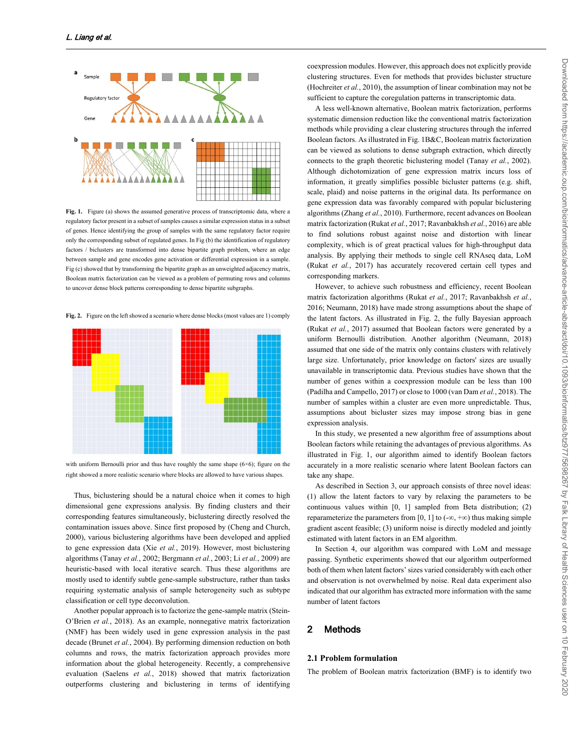**Fig. 1.** Figure (a) shows the assumed generative process of transcriptomic data, where a regulatory factor present in a subset of samples causes a similar expression status in a subset of genes. Hence identifying the group of samples with the same regulatory factor require only the corresponding subset of regulated genes. In Fig (b) the identification of regulatory factors / biclusters are transformed into dense bipartite graph problem, where an edge between sample and gene encodes gene activation or differential expression in a sample. Fig (c) showed that by transforming the bipartite graph as an unweighted adjacency matrix, Boolean matrix factorization can be viewed as a problem of permuting rows and columns to uncover dense block patterns corresponding to dense bipartite subgraphs.

**Fig. 2.** Figure on the left showed a scenario where dense blocks (most values are 1) comply with uniform Bernoulli prior and thus have roughly the same shape (6×6); figure on the right showed a more realistic scenario where blocks are allowed to have various shapes.

Thus, biclustering should be a natural choice when it comes to high dimensional gene expressions analysis. By finding clusters and their corresponding features simultaneously, biclustering directly resolved the contamination issues above. Since first proposed by (Cheng and Church, 2000), various biclustering algorithms have been developed and applied to gene expression data (Xie *et al.*, 2019). However, most biclustering algorithms (Tanay *et al.*, 2002; Bergmann *et al.*, 2003; Li *et al.*, 2009) are heuristic-based with local iterative search. Thus these algorithms are mostly used to identify subtle gene-sample substructure, rather than tasks requiring systematic analysis of sample heterogeneity such as subtype classification or cell type deconvolution.

Another popular approach is to factorize the gene-sample matrix (Stein-O'Brien *et al.*, 2018). As an example, nonnegative matrix factorization (NMF) has been widely used in gene expression analysis in the past decade (Brunet *et al.*, 2004). By performing dimension reduction on both columns and rows, the matrix factorization approach provides more information about the global heterogeneity. Recently, a comprehensive evaluation (Saelens *et al.*, 2018) showed that matrix factorization outperforms clustering and biclustering in terms of identifying coexpression modules. However, this approach does not explicitly provide clustering structures. Even for methods that provides bicluster structure (Hochreiter *et al.*, 2010), the assumption of linear combination may not be sufficient to capture the coregulation patterns in transcriptomic data.

A less well-known alternative, Boolean matrix factorization, performs systematic dimension reduction like the conventional matrix factorization methods while providing a clear clustering structures through the inferred Boolean factors. As illustrated in Fig. 1B&C, Boolean matrix factorization can be viewed as solutions to dense subgraph extraction, which directly connects to the graph theoretic biclustering model (Tanay *et al.*, 2002). Although dichotomization of gene expression matrix incurs loss of information, it greatly simplifies possible bicluster patterns (e.g. shift, scale, plaid) and noise patterns in the original data. Its performance on gene expression data was favorably compared with popular biclustering algorithms (Zhang *et al.*, 2010). Furthermore, recent advances on Boolean matrix factorization (Rukat *et al.*, 2017; Ravanbakhsh *et al.*, 2016) are able to find solutions robust against noise and distortion with linear complexity, which is of great practical values for high-throughput data analysis. By applying their methods to single cell RNAseq data, LoM (Rukat *et al.*, 2017) has accurately recovered certain cell types and corresponding markers.

However, to achieve such robustness and efficiency, recent Boolean matrix factorization algorithms (Rukat *et al.*, 2017; Ravanbakhsh *et al.*, 2016; Neumann, 2018) have made strong assumptions about the shape of the latent factors. As illustrated in Fig. 2, the fully Bayesian approach (Rukat *et al.*, 2017) assumed that Boolean factors were generated by a uniform Bernoulli distribution. Another algorithm (Neumann, 2018) assumed that one side of the matrix only contains clusters with relatively large size. Unfortunately, prior knowledge on factors' sizes are usually unavailable in transcriptomic data. Previous studies have shown that the number of genes within a coexpression module can be less than 100 (Padilha and Campello, 2017) or close to 1000 (van Dam *et al.*, 2018). The number of samples within a cluster are even more unpredictable. Thus, assumptions about bicluster sizes may impose strong bias in gene expression analysis.

In this study, we presented a new algorithm free of assumptions about Boolean factors while retaining the advantages of previous algorithms. As illustrated in Fig. 1, our algorithm aimed to identify Boolean factors accurately in a more realistic scenario where latent Boolean factors can take any shape.

As described in Section 3, our approach consists of three novel ideas: (1) allow the latent factors to vary by relaxing the parameters to be continuous values within [0, 1] sampled from Beta distribution; (2) reparameterize the parameters from [0, 1] to $(-\infty, +\infty)$ thus making simple gradient ascent feasible; (3) uniform noise is directly modeled and jointly estimated with latent factors in an EM algorithm.

In Section 4, our algorithm was compared with LoM and message passing. Synthetic experiments showed that our algorithm outperformed both of them when latent factors' sizes varied considerably with each other and observation is not overwhelmed by noise. Real data experiment also indicated that our algorithm has extracted more information with the same number of latent factors

## 2 Methods

### 2.1 Problem formulation

The problem of Boolean matrix factorization (BMF) is to identify two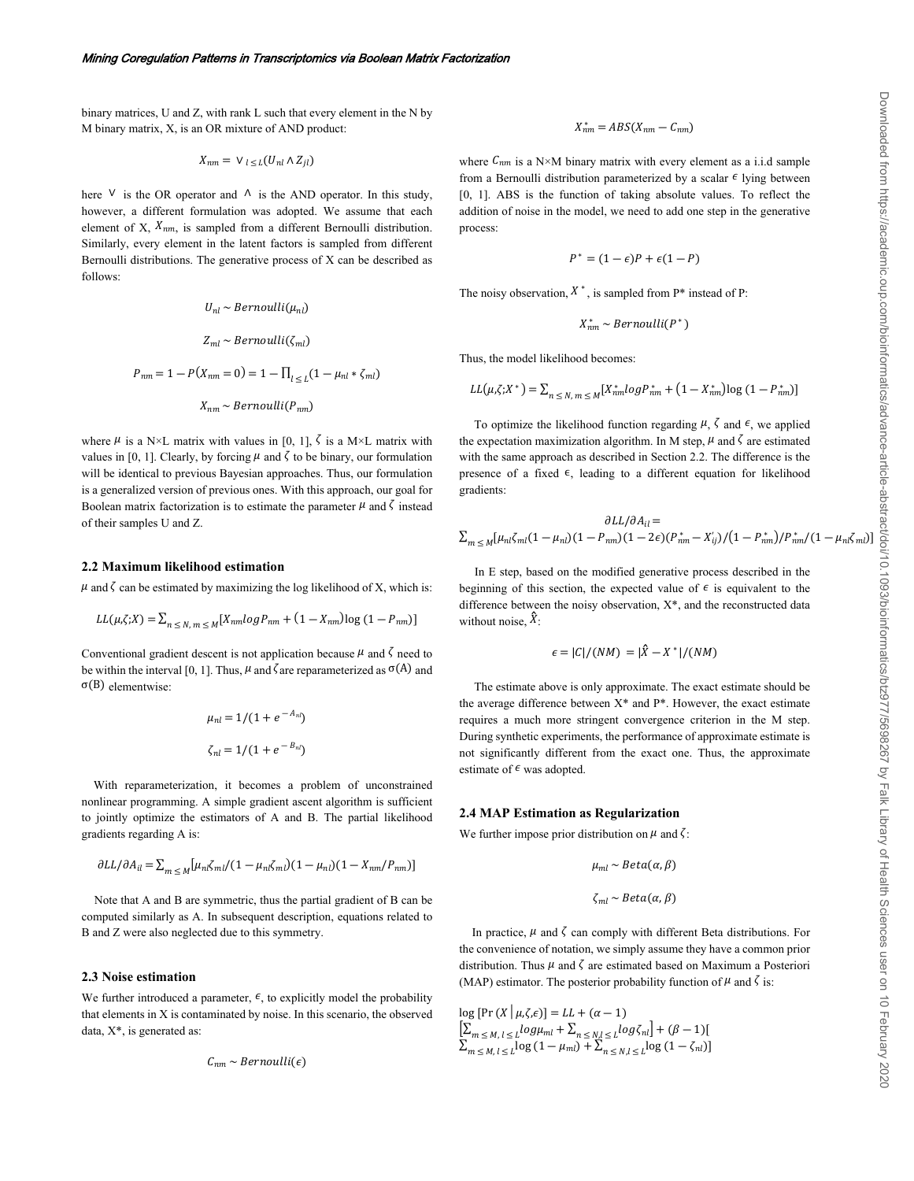binary matrices, U and Z, with rank L such that every element in the N by M binary matrix, X, is an OR mixture of AND product:

$$X_{nm} = \vee_{l \leq L}(U_{nl} \wedge Z_{jl})$$

here $\vee$ is the OR operator and $\wedge$ is the AND operator. In this study, however, a different formulation was adopted. We assume that each element of X, $X_{nm}$, is sampled from a different Bernoulli distribution. Similarly, every element in the latent factors is sampled from different Bernoulli distributions. The generative process of X can be described as follows:

$$U_{nl} \sim Bernoulli(\mu_{nl})$$

$$Z_{ml} \sim Bernoulli(\zeta_{ml})$$

$$P_{nm} = 1 - P(X_{nm} = 0) = 1 - \prod_{l \leq L}(1 - \mu_{nl} * \zeta_{ml})$$

$$X_{nm} \sim Bernoulli(P_{nm})$$

where $\mu$ is a N×L matrix with values in [0, 1], $\zeta$ is a M×L matrix with values in [0, 1]. Clearly, by forcing $\mu$ and $\zeta$ to be binary, our formulation will be identical to previous Bayesian approaches. Thus, our formulation is a generalized version of previous ones. With this approach, our goal for Boolean matrix factorization is to estimate the parameter $\mu$ and $\zeta$ instead of their samples U and Z.

## 2.2 Maximum likelihood estimation

$\mu$ and $\zeta$ can be estimated by maximizing the log likelihood of X, which is:

$$LL(\mu,\zeta;X) = \sum_{n \leq N, m \leq M}[X_{nm} log P_{nm} + (1 - X_{nm}) \log(1 - P_{nm})]$$

Conventional gradient descent is not application because $\mu$ and $\zeta$ need to be within the interval [0, 1]. Thus, $\mu$ and $\zeta$ are reparameterized as $\sigma(A)$ and $\sigma(B)$ elementwise:

$$\mu_{nl} = 1/(1 + e^{-A_{nl}})$$

$$\zeta_{nl} = 1/(1 + e^{-B_{nl}})$$

With reparameterization, it becomes a problem of unconstrained nonlinear programming. A simple gradient ascent algorithm is sufficient to jointly optimize the estimators of A and B. The partial likelihood gradients regarding A is:

$$\partial LL/\partial A_{il} = \sum_{m \leq M}[\mu_{nl}\zeta_{ml}/(1 - \mu_{nl}\zeta_{ml})(1 - \mu_{nl})(1 - X_{nm}/P_{nm})]$$

Note that A and B are symmetric, thus the partial gradient of B can be computed similarly as A. In subsequent description, equations related to B and Z were also neglected due to this symmetry.

## 2.3 Noise estimation

We further introduced a parameter, $\epsilon$, to explicitly model the probability that elements in X is contaminated by noise. In this scenario, the observed data, X*, is generated as:

$$C_{nm} \sim Bernoulli(\epsilon)$$

$$X^*_{nm} = ABS(X_{nm} - C_{nm})$$

where $C_{nm}$ is a N×M binary matrix with every element as a i.i.d sample from a Bernoulli distribution parameterized by a scalar $\epsilon$ lying between [0, 1]. ABS is the function of taking absolute values. To reflect the addition of noise in the model, we need to add one step in the generative process:

$$P^* = (1 - \epsilon)P + \epsilon(1 - P)$$

The noisy observation, $X^*$, is sampled from P* instead of P:

$$X^*_{nm} \sim Bernoulli(P^*)$$

Thus, the model likelihood becomes:

$$LL(\mu,\zeta;X^*) = \sum_{n \leq N, m \leq M}[X^*_{nm} log P^*_{nm} + (1 - X^*_{nm}) \log(1 - P^*_{nm})]$$

To optimize the likelihood function regarding $\mu$, $\zeta$ and $\epsilon$, we applied the expectation maximization algorithm. In M step, $\mu$ and $\zeta$ are estimated with the same approach as described in Section 2.2. The difference is the presence of a fixed $\epsilon$, leading to a different equation for likelihood gradients:

$$\partial LL/\partial A_{il} = \sum_{m \leq M}[\mu_{nl}\zeta_{ml}(1 - \mu_{nl})(1 - P_{nm})(1 - 2\epsilon)(P^*_{nm} - X'_{ij})/(1 - P^*_{nm})/P^*_{nm}/(1 - \mu_{nl}\zeta_{ml})]$$

In E step, based on the modified generative process described in the beginning of this section, the expected value of $\epsilon$ is equivalent to the difference between the noisy observation, X*, and the reconstructed data without noise, $\hat{X}$:

$$\epsilon = |C|/(NM) = |\hat{X} - X^*|/(NM)$$

The estimate above is only approximate. The exact estimate should be the average difference between X* and P*. However, the exact estimate requires a much more stringent convergence criterion in the M step. During synthetic experiments, the performance of approximate estimate is not significantly different from the exact one. Thus, the approximate estimate of $\epsilon$ was adopted.

## 2.4 MAP Estimation as Regularization

We further impose prior distribution on $\mu$ and $\zeta$:

$$\mu_{ml} \sim Beta(\alpha, \beta)$$

$$\zeta_{ml} \sim Beta(\alpha, \beta)$$

In practice, $\mu$ and $\zeta$ can comply with different Beta distributions. For the convenience of notation, we simply assume they have a common prior distribution. Thus $\mu$ and $\zeta$ are estimated based on Maximum a Posteriori (MAP) estimator. The posterior probability function of $\mu$ and $\zeta$ is:

$$\log[\Pr(X \mid \mu,\zeta,\epsilon)] = LL + (\alpha - 1)\left[\sum_{m \leq M, l \leq L} log\mu_{ml} + \sum_{n \leq N, l \leq L} log\zeta_{nl}\right] + (\beta - 1)\left[\sum_{m \leq M, l \leq L}\log(1 - \mu_{ml}) + \sum_{n \leq N, l \leq L}\log(1 - \zeta_{nl})\right]$$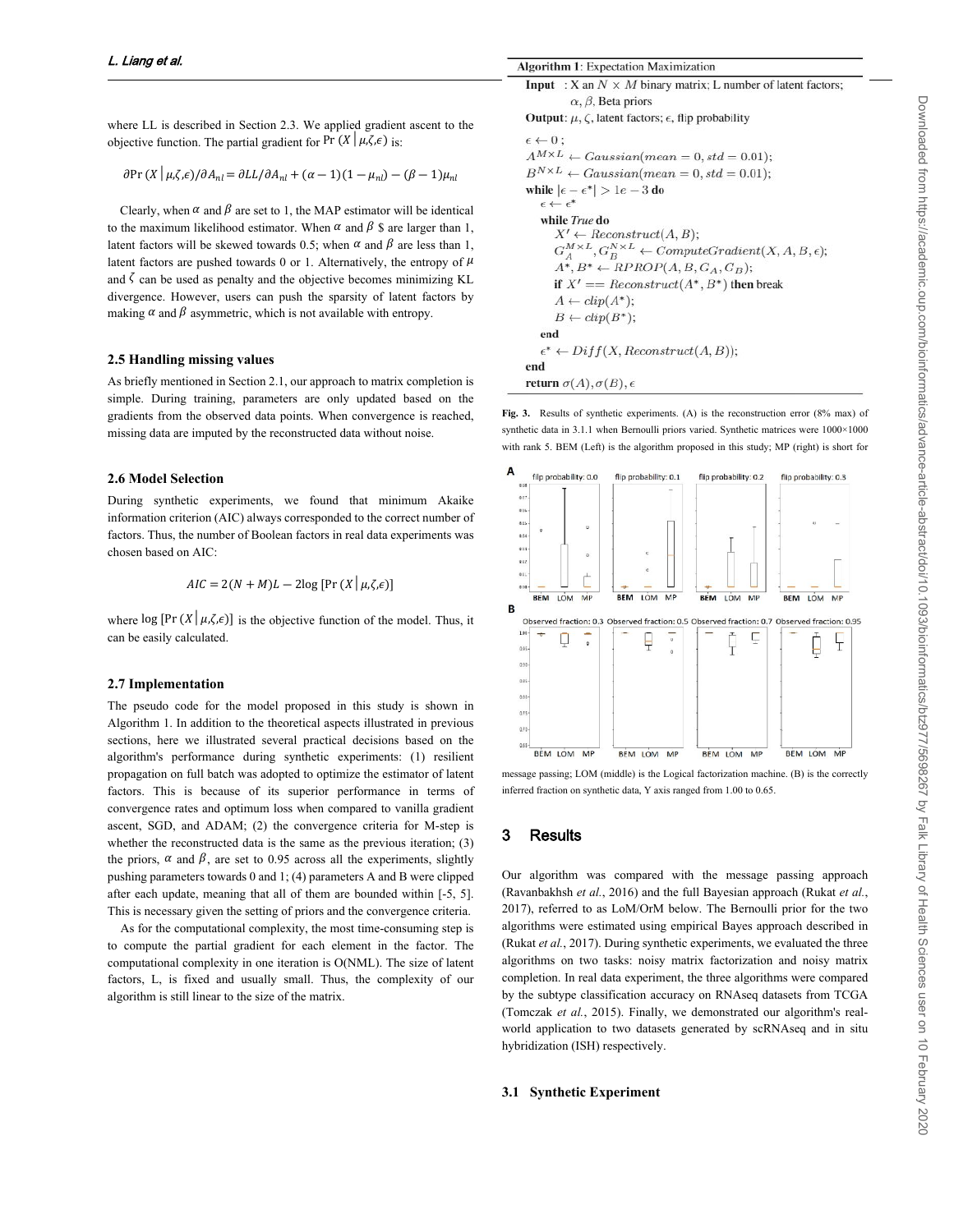where LL is described in Section 2.3. We applied gradient ascent to the objective function. The partial gradient for $\Pr(X \mid \mu,\zeta,\epsilon)$ is:

$$\partial \Pr(X \mid \mu,\zeta,\epsilon)/\partial A_{nl} = \partial LL/\partial A_{nl} + (\alpha-1)(1-\mu_{nl}) - (\beta-1)\mu_{nl}$$

Clearly, when $\alpha$ and $\beta$ are set to 1, the MAP estimator will be identical to the maximum likelihood estimator. When $\alpha$ and $\beta$ \$ are larger than 1, latent factors will be skewed towards 0.5; when $\alpha$ and $\beta$ are less than 1, latent factors are pushed towards 0 or 1. Alternatively, the entropy of $\mu$ and $\zeta$ can be used as penalty and the objective becomes minimizing KL divergence. However, users can push the sparsity of latent factors by making $\alpha$ and $\beta$ asymmetric, which is not available with entropy.

### 2.5 Handling missing values

As briefly mentioned in Section 2.1, our approach to matrix completion is simple. During training, parameters are only updated based on the gradients from the observed data points. When convergence is reached, missing data are imputed by the reconstructed data without noise.

### 2.6 Model Selection

During synthetic experiments, we found that minimum Akaike information criterion (AIC) always corresponded to the correct number of factors. Thus, the number of Boolean factors in real data experiments was chosen based on AIC:

$$AIC = 2(N+M)L - 2\log[\Pr(X \mid \mu,\zeta,\epsilon)]$$

where $\log[\Pr(X \mid \mu,\zeta,\epsilon)]$ is the objective function of the model. Thus, it can be easily calculated.

### 2.7 Implementation

The pseudo code for the model proposed in this study is shown in Algorithm 1. In addition to the theoretical aspects illustrated in previous sections, here we illustrated several practical decisions based on the algorithm's performance during synthetic experiments: (1) resilient propagation on full batch was adopted to optimize the estimator of latent factors. This is because of its superior performance in terms of convergence rates and optimum loss when compared to vanilla gradient ascent, SGD, and ADAM; (2) the convergence criteria for M-step is whether the reconstructed data is the same as the previous iteration; (3) the priors, $\alpha$ and $\beta$, are set to 0.95 across all the experiments, slightly pushing parameters towards 0 and 1; (4) parameters A and B were clipped after each update, meaning that all of them are bounded within [-5, 5]. This is necessary given the setting of priors and the convergence criteria.

As for the computational complexity, the most time-consuming step is to compute the partial gradient for each element in the factor. The computational complexity in one iteration is O(NML). The size of latent factors, L, is fixed and usually small. Thus, the complexity of our algorithm is still linear to the size of the matrix.

**Algorithm 1**: Expectation Maximization

```
Input  : X an N × M binary matrix; L number of latent factors;
         α, β, Beta priors
Output: μ, ζ, latent factors; ε, flip probability

ε ← 0 ;
A^{M×L} ← Gaussian(mean = 0, std = 0.01);
B^{N×L} ← Gaussian(mean = 0, std = 0.01);
while |ε − ε*| > 1e − 3 do
    ε ← ε*
    while True do
        X' ← Reconstruct(A, B);
        G_A^{M×L}, G_B^{N×L} ← ComputeGradient(X, A, B, ε);
        A*, B* ← RPROP(A, B, G_A, G_B);
        if X' == Reconstruct(A*, B*) then break
        A ← clip(A*);
        B ← clip(B*);
    end
    ε* ← Diff(X, Reconstruct(A, B));
end
return σ(A), σ(B), ε
```

**Fig. 3.** Results of synthetic experiments. (A) is the reconstruction error (8% max) of synthetic data in 3.1.1 when Bernoulli priors varied. Synthetic matrices were 1000×1000 with rank 5. BEM (Left) is the algorithm proposed in this study; MP (right) is short for message passing; LOM (middle) is the Logical factorization machine. (B) is the correctly inferred fraction on synthetic data, Y axis ranged from 1.00 to 0.65.

## 3 Results

Our algorithm was compared with the message passing approach (Ravanbakhsh *et al.*, 2016) and the full Bayesian approach (Rukat *et al.*, 2017), referred to as LoM/OrM below. The Bernoulli prior for the two algorithms were estimated using empirical Bayes approach described in (Rukat *et al.*, 2017). During synthetic experiments, we evaluated the three algorithms on two tasks: noisy matrix factorization and noisy matrix completion. In real data experiment, the three algorithms were compared by the subtype classification accuracy on RNAseq datasets from TCGA (Tomczak *et al.*, 2015). Finally, we demonstrated our algorithm's real-world application to two datasets generated by scRNAseq and in situ hybridization (ISH) respectively.

### 3.1 Synthetic Experiment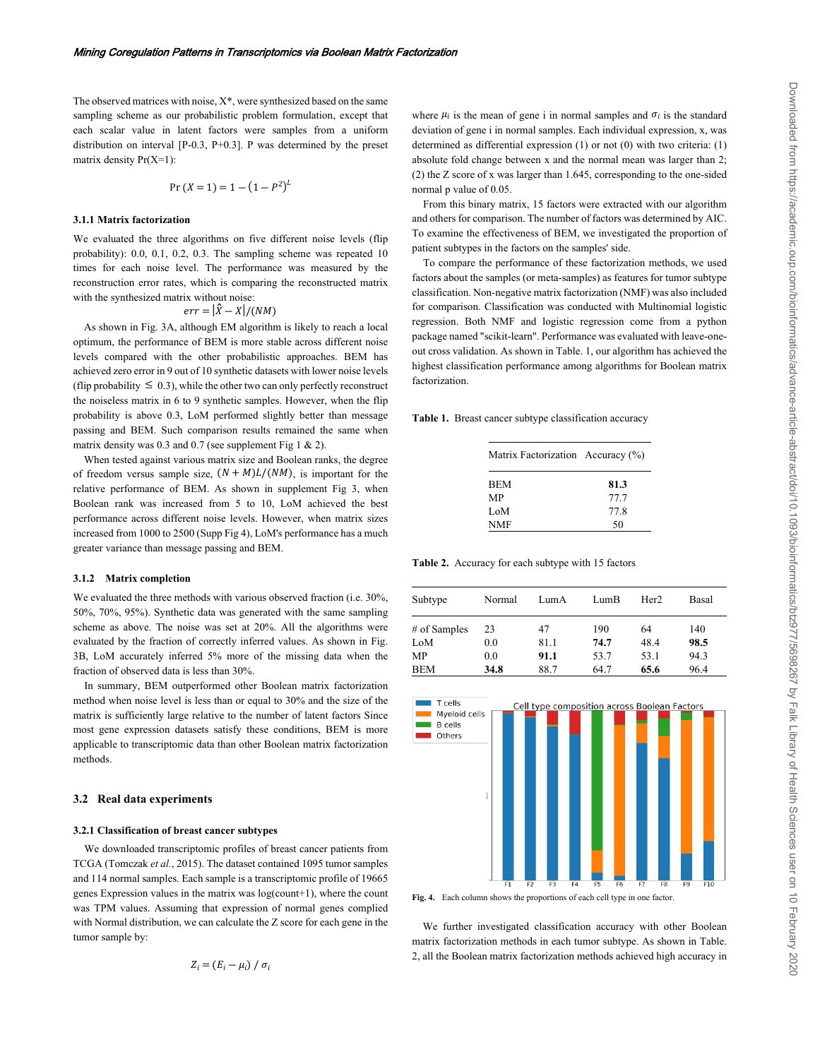The observed matrices with noise, X*, were synthesized based on the same sampling scheme as our probabilistic problem formulation, except that each scalar value in latent factors were samples from a uniform distribution on interval [P-0.3, P+0.3]. P was determined by the preset matrix density Pr(X=1):

$$\Pr(X = 1) = 1 - (1 - P^2)^L$$

### 3.1.1 Matrix factorization

We evaluated the three algorithms on five different noise levels (flip probability): 0.0, 0.1, 0.2, 0.3. The sampling scheme was repeated 10 times for each noise level. The performance was measured by the reconstruction error rates, which is comparing the reconstructed matrix with the synthesized matrix without noise:

$$err = |\hat{X} - X|/(NM)$$

As shown in Fig. 3A, although EM algorithm is likely to reach a local optimum, the performance of BEM is more stable across different noise levels compared with the other probabilistic approaches. BEM has achieved zero error in 9 out of 10 synthetic datasets with lower noise levels (flip probability $\leq$ 0.3), while the other two can only perfectly reconstruct the noiseless matrix in 6 to 9 synthetic samples. However, when the flip probability is above 0.3, LoM performed slightly better than message passing and BEM. Such comparison results remained the same when matrix density was 0.3 and 0.7 (see supplement Fig 1 & 2).

When tested against various matrix size and Boolean ranks, the degree of freedom versus sample size, $(N + M)L/(NM)$, is important for the relative performance of BEM. As shown in supplement Fig 3, when Boolean rank was increased from 5 to 10, LoM achieved the best performance across different noise levels. However, when matrix sizes increased from 1000 to 2500 (Supp Fig 4), LoM's performance has a much greater variance than message passing and BEM.

### 3.1.2 Matrix completion

We evaluated the three methods with various observed fraction (i.e. 30%, 50%, 70%, 95%). Synthetic data was generated with the same sampling scheme as above. The noise was set at 20%. All the algorithms were evaluated by the fraction of correctly inferred values. As shown in Fig. 3B, LoM accurately inferred 5% more of the missing data when the fraction of observed data is less than 30%.

In summary, BEM outperformed other Boolean matrix factorization method when noise level is less than or equal to 30% and the size of the matrix is sufficiently large relative to the number of latent factors Since most gene expression datasets satisfy these conditions, BEM is more applicable to transcriptomic data than other Boolean matrix factorization methods.

## 3.2 Real data experiments

### 3.2.1 Classification of breast cancer subtypes

We downloaded transcriptomic profiles of breast cancer patients from TCGA (Tomczak *et al.*, 2015). The dataset contained 1095 tumor samples and 114 normal samples. Each sample is a transcriptomic profile of 19665 genes Expression values in the matrix was log(count+1), where the count was TPM values. Assuming that expression of normal genes complied with Normal distribution, we can calculate the Z score for each gene in the tumor sample by:

$$Z_i = (E_i - \mu_i) / \sigma_i$$

where $\mu_i$ is the mean of gene i in normal samples and $\sigma_i$ is the standard deviation of gene i in normal samples. Each individual expression, x, was determined as differential expression (1) or not (0) with two criteria: (1) absolute fold change between x and the normal mean was larger than 2; (2) the Z score of x was larger than 1.645, corresponding to the one-sided normal p value of 0.05.

From this binary matrix, 15 factors were extracted with our algorithm and others for comparison. The number of factors was determined by AIC. To examine the effectiveness of BEM, we investigated the proportion of patient subtypes in the factors on the samples' side.

To compare the performance of these factorization methods, we used factors about the samples (or meta-samples) as features for tumor subtype classification. Non-negative matrix factorization (NMF) was also included for comparison. Classification was conducted with Multinomial logistic regression. Both NMF and logistic regression come from a python package named "scikit-learn". Performance was evaluated with leave-one-out cross validation. As shown in Table. 1, our algorithm has achieved the highest classification performance among algorithms for Boolean matrix factorization.

**Table 1.** Breast cancer subtype classification accuracy

| Matrix Factorization | Accuracy (%) |
|---|---|
| BEM | **81.3** |
| MP | 77.7 |
| LoM | 77.8 |
| NMF | 50 |

**Table 2.** Accuracy for each subtype with 15 factors

| Subtype | Normal | LumA | LumB | Her2 | Basal |
|---|---|---|---|---|---|
| # of Samples | 23 | 47 | 190 | 64 | 140 |
| LoM | 0.0 | 81.1 | **74.7** | 48.4 | **98.5** |
| MP | 0.0 | **91.1** | 53.7 | 53.1 | 94.3 |
| BEM | **34.8** | 88.7 | 64.7 | **65.6** | 96.4 |

**Fig. 4.** Each column shows the proportions of each cell type in one factor.

We further investigated classification accuracy with other Boolean matrix factorization methods in each tumor subtype. As shown in Table. 2, all the Boolean matrix factorization methods achieved high accuracy in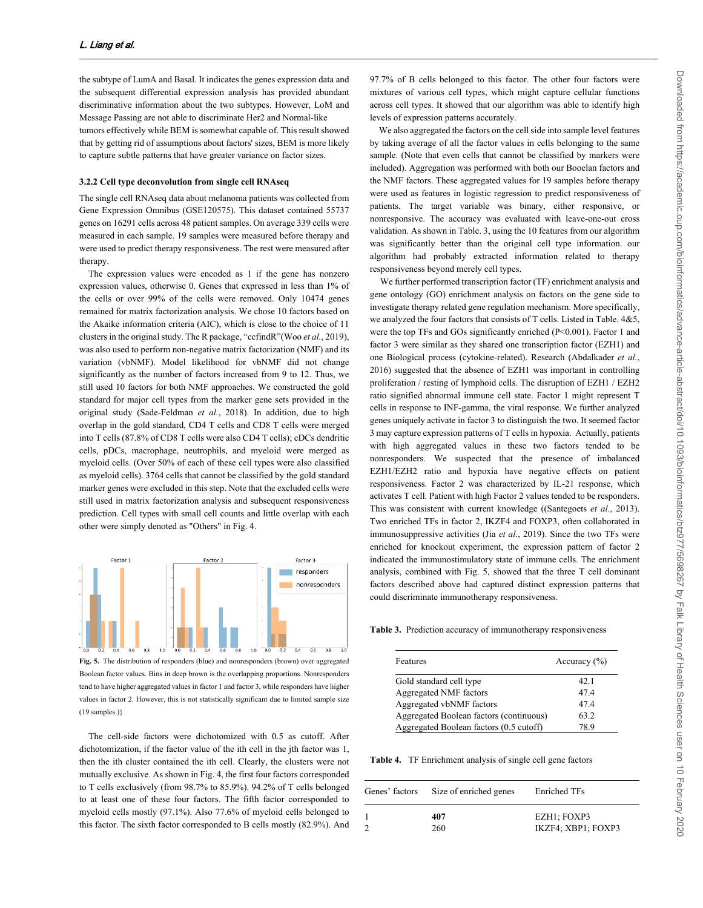the subtype of LumA and Basal. It indicates the genes expression data and the subsequent differential expression analysis has provided abundant discriminative information about the two subtypes. However, LoM and Message Passing are not able to discriminate Her2 and Normal-like tumors effectively while BEM is somewhat capable of. This result showed that by getting rid of assumptions about factors' sizes, BEM is more likely to capture subtle patterns that have greater variance on factor sizes.

### 3.2.2 Cell type deconvolution from single cell RNAseq

The single cell RNAseq data about melanoma patients was collected from Gene Expression Omnibus (GSE120575). This dataset contained 55737 genes on 16291 cells across 48 patient samples. On average 339 cells were measured in each sample. 19 samples were measured before therapy and were used to predict therapy responsiveness. The rest were measured after therapy.

The expression values were encoded as 1 if the gene has nonzero expression values, otherwise 0. Genes that expressed in less than 1% of the cells or over 99% of the cells were removed. Only 10474 genes remained for matrix factorization analysis. We chose 10 factors based on the Akaike information criteria (AIC), which is close to the choice of 11 clusters in the original study. The R package, "ccfindR"(Woo *et al.*, 2019), was also used to perform non-negative matrix factorization (NMF) and its variation (vbNMF). Model likelihood for vbNMF did not change significantly as the number of factors increased from 9 to 12. Thus, we still used 10 factors for both NMF approaches. We constructed the gold standard for major cell types from the marker gene sets provided in the original study (Sade-Feldman *et al.*, 2018). In addition, due to high overlap in the gold standard, CD4 T cells and CD8 T cells were merged into T cells (87.8% of CD8 T cells were also CD4 T cells); cDCs dendritic cells, pDCs, macrophage, neutrophils, and myeloid were merged as myeloid cells. (Over 50% of each of these cell types were also classified as myeloid cells). 3764 cells that cannot be classified by the gold standard marker genes were excluded in this step. Note that the excluded cells were still used in matrix factorization analysis and subsequent responsiveness prediction. Cell types with small cell counts and little overlap with each other were simply denoted as "Others" in Fig. 4.

**Fig. 5.** The distribution of responders (blue) and nonresponders (brown) over aggregated Boolean factor values. Bins in deep brown is the overlapping proportions. Nonresponders tend to have higher aggregated values in factor 1 and factor 3, while responders have higher values in factor 2. However, this is not statistically significant due to limited sample size (19 samples.)}

The cell-side factors were dichotomized with 0.5 as cutoff. After dichotomization, if the factor value of the ith cell in the jth factor was 1, then the ith cluster contained the ith cell. Clearly, the clusters were not mutually exclusive. As shown in Fig. 4, the first four factors corresponded to T cells exclusively (from 98.7% to 85.9%). 94.2% of T cells belonged to at least one of these four factors. The fifth factor corresponded to myeloid cells mostly (97.1%). Also 77.6% of myeloid cells belonged to this factor. The sixth factor corresponded to B cells mostly (82.9%). And 97.7% of B cells belonged to this factor. The other four factors were mixtures of various cell types, which might capture cellular functions across cell types. It showed that our algorithm was able to identify high levels of expression patterns accurately.

We also aggregated the factors on the cell side into sample level features by taking average of all the factor values in cells belonging to the same sample. (Note that even cells that cannot be classified by markers were included). Aggregation was performed with both our Booelan factors and the NMF factors. These aggregated values for 19 samples before therapy were used as features in logistic regression to predict responsiveness of patients. The target variable was binary, either responsive, or nonresponsive. The accuracy was evaluated with leave-one-out cross validation. As shown in Table. 3, using the 10 features from our algorithm was significantly better than the original cell type information. our algorithm had probably extracted information related to therapy responsiveness beyond merely cell types.

We further performed transcription factor (TF) enrichment analysis and gene ontology (GO) enrichment analysis on factors on the gene side to investigate therapy related gene regulation mechanism. More specifically, we analyzed the four factors that consists of T cells. Listed in Table. 4&5, were the top TFs and GOs significantly enriched ($P<0.001$). Factor 1 and factor 3 were similar as they shared one transcription factor (EZH1) and one Biological process (cytokine-related). Research (Abdalkader *et al.*, 2016) suggested that the absence of EZH1 was important in controlling proliferation / resting of lymphoid cells. The disruption of EZH1 / EZH2 ratio signified abnormal immune cell state. Factor 1 might represent T cells in response to INF-gamma, the viral response. We further analyzed genes uniquely activate in factor 3 to distinguish the two. It seemed factor 3 may capture expression patterns of T cells in hypoxia. Actually, patients with high aggregated values in these two factors tended to be nonresponders. We suspected that the presence of imbalanced EZH1/EZH2 ratio and hypoxia have negative effects on patient responsiveness. Factor 2 was characterized by IL-21 response, which activates T cell. Patient with high Factor 2 values tended to be responders. This was consistent with current knowledge ((Santegoets *et al.*, 2013). Two enriched TFs in factor 2, IKZF4 and FOXP3, often collaborated in immunosuppressive activities (Jia *et al.*, 2019). Since the two TFs were enriched for knockout experiment, the expression pattern of factor 2 indicated the immunostimulatory state of immune cells. The enrichment analysis, combined with Fig. 5, showed that the three T cell dominant factors described above had captured distinct expression patterns that could discriminate immunotherapy responsiveness.

**Table 3.** Prediction accuracy of immunotherapy responsiveness

| Features | Accuracy (%) |
|---|---|
| Gold standard cell type | 42.1 |
| Aggregated NMF factors | 47.4 |
| Aggregated vbNMF factors | 47.4 |
| Aggregated Boolean factors (continuous) | 63.2 |
| Aggregated Boolean factors (0.5 cutoff) | 78.9 |

**Table 4.** TF Enrichment analysis of single cell gene factors

| Genes' factors | Size of enriched genes | Enriched TFs |
|---|---|---|
| 1 | **407** | EZH1; FOXP3 |
| 2 | 260 | IKZF4; XBP1; FOXP3 |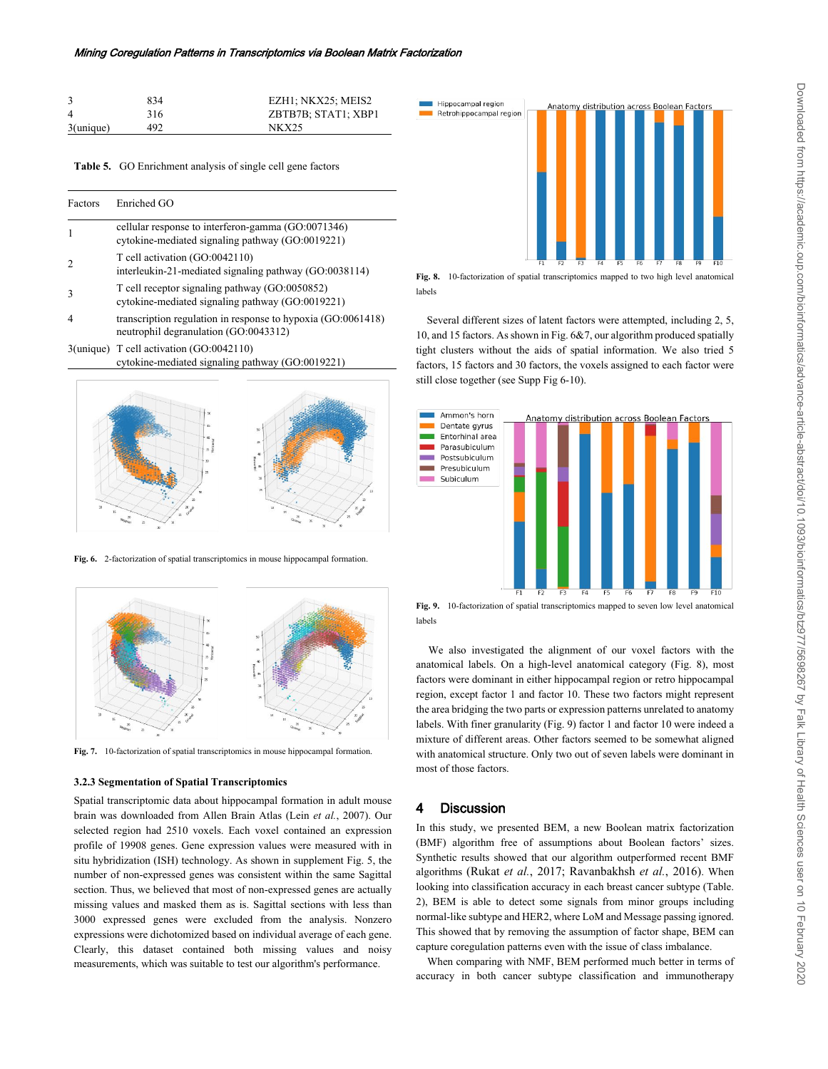| 3 | 834 | EZH1; NKX25; MEIS2 |
|---|---|---|
| 4 | 316 | ZBTB7B; STAT1; XBP1 |
| 3(unique) | 492 | NKX25 |

**Table 5.** GO Enrichment analysis of single cell gene factors

| Factors | Enriched GO |
|---|---|
| 1 | cellular response to interferon-gamma (GO:0071346)<br>cytokine-mediated signaling pathway (GO:0019221) |
| 2 | T cell activation (GO:0042110)<br>interleukin-21-mediated signaling pathway (GO:0038114) |
| 3 | T cell receptor signaling pathway (GO:0050852)<br>cytokine-mediated signaling pathway (GO:0019221) |
| 4 | transcription regulation in response to hypoxia (GO:0061418)<br>neutrophil degranulation (GO:0043312) |
| 3(unique) | T cell activation (GO:0042110)<br>cytokine-mediated signaling pathway (GO:0019221) |

**Fig. 6.** 2-factorization of spatial transcriptomics in mouse hippocampal formation.

**Fig. 7.** 10-factorization of spatial transcriptomics in mouse hippocampal formation.

### 3.2.3 Segmentation of Spatial Transcriptomics

Spatial transcriptomic data about hippocampal formation in adult mouse brain was downloaded from Allen Brain Atlas (Lein *et al.*, 2007). Our selected region had 2510 voxels. Each voxel contained an expression profile of 19908 genes. Gene expression values were measured with in situ hybridization (ISH) technology. As shown in supplement Fig. 5, the number of non-expressed genes was consistent within the same Sagittal section. Thus, we believed that most of non-expressed genes are actually missing values and masked them as is. Sagittal sections with less than 3000 expressed genes were excluded from the analysis. Nonzero expressions were dichotomized based on individual average of each gene. Clearly, this dataset contained both missing values and noisy measurements, which was suitable to test our algorithm's performance.

**Fig. 8.** 10-factorization of spatial transcriptomics mapped to two high level anatomical labels

Several different sizes of latent factors were attempted, including 2, 5, 10, and 15 factors. As shown in Fig. 6&7, our algorithm produced spatially tight clusters without the aids of spatial information. We also tried 5 factors, 15 factors and 30 factors, the voxels assigned to each factor were still close together (see Supp Fig 6-10).

**Fig. 9.** 10-factorization of spatial transcriptomics mapped to seven low level anatomical labels

We also investigated the alignment of our voxel factors with the anatomical labels. On a high-level anatomical category (Fig. 8), most factors were dominant in either hippocampal region or retro hippocampal region, except factor 1 and factor 10. These two factors might represent the area bridging the two parts or expression patterns unrelated to anatomy labels. With finer granularity (Fig. 9) factor 1 and factor 10 were indeed a mixture of different areas. Other factors seemed to be somewhat aligned with anatomical structure. Only two out of seven labels were dominant in most of those factors.

## 4 Discussion

In this study, we presented BEM, a new Boolean matrix factorization (BMF) algorithm free of assumptions about Boolean factors' sizes. Synthetic results showed that our algorithm outperformed recent BMF algorithms (Rukat *et al.*, 2017; Ravanbakhsh *et al.*, 2016). When looking into classification accuracy in each breast cancer subtype (Table. 2), BEM is able to detect some signals from minor groups including normal-like subtype and HER2, where LoM and Message passing ignored. This showed that by removing the assumption of factor shape, BEM can capture coregulation patterns even with the issue of class imbalance.

When comparing with NMF, BEM performed much better in terms of accuracy in both cancer subtype classification and immunotherapy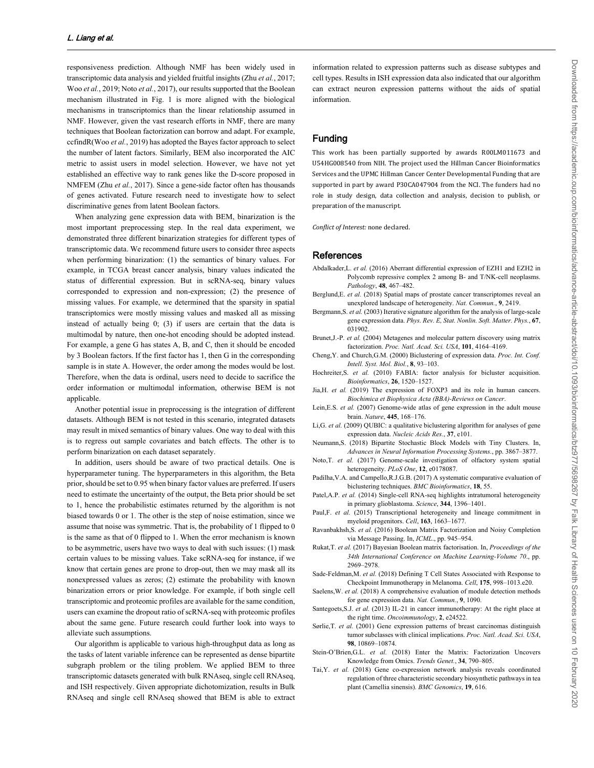responsiveness prediction. Although NMF has been widely used in transcriptomic data analysis and yielded fruitful insights (Zhu *et al.*, 2017; Woo *et al.*, 2019; Noto *et al.*, 2017), our results supported that the Boolean mechanism illustrated in Fig. 1 is more aligned with the biological mechanisms in transcriptomics than the linear relationship assumed in NMF. However, given the vast research efforts in NMF, there are many techniques that Boolean factorization can borrow and adapt. For example, ccfindR(Woo *et al.*, 2019) has adopted the Bayes factor approach to select the number of latent factors. Similarly, BEM also incorporated the AIC metric to assist users in model selection. However, we have not yet established an effective way to rank genes like the D-score proposed in NMFEM (Zhu *et al.*, 2017). Since a gene-side factor often has thousands of genes activated. Future research need to investigate how to select discriminative genes from latent Boolean factors.

When analyzing gene expression data with BEM, binarization is the most important preprocessing step. In the real data experiment, we demonstrated three different binarization strategies for different types of transcriptomic data. We recommend future users to consider three aspects when performing binarization: (1) the semantics of binary values. For example, in TCGA breast cancer analysis, binary values indicated the status of differential expression. But in scRNA-seq, binary values corresponded to expression and non-expression; (2) the presence of missing values. For example, we determined that the sparsity in spatial transcriptomics were mostly missing values and masked all as missing instead of actually being 0; (3) if users are certain that the data is multimodal by nature, then one-hot encoding should be adopted instead. For example, a gene G has states A, B, and C, then it should be encoded by 3 Boolean factors. If the first factor has 1, then G in the corresponding sample is in state A. However, the order among the modes would be lost. Therefore, when the data is ordinal, users need to decide to sacrifice the order information or multimodal information, otherwise BEM is not applicable.

Another potential issue in preprocessing is the integration of different datasets. Although BEM is not tested in this scenario, integrated datasets may result in mixed semantics of binary values. One way to deal with this is to regress out sample covariates and batch effects. The other is to perform binarization on each dataset separately.

In addition, users should be aware of two practical details. One is hyperparameter tuning. The hyperparameters in this algorithm, the Beta prior, should be set to 0.95 when binary factor values are preferred. If users need to estimate the uncertainty of the output, the Beta prior should be set to 1, hence the probabilistic estimates returned by the algorithm is not biased towards 0 or 1. The other is the step of noise estimation, since we assume that noise was symmetric. That is, the probability of 1 flipped to 0 is the same as that of 0 flipped to 1. When the error mechanism is known to be asymmetric, users have two ways to deal with such issues: (1) mask certain values to be missing values. Take scRNA-seq for instance, if we know that certain genes are prone to drop-out, then we may mask all its nonexpressed values as zeros; (2) estimate the probability with known binarization errors or prior knowledge. For example, if both single cell transcriptomic and proteomic profiles are available for the same condition, users can examine the dropout ratio of scRNA-seq with proteomic profiles about the same gene. Future research could further look into ways to alleviate such assumptions.

Our algorithm is applicable to various high-throughput data as long as the tasks of latent variable inference can be represented as dense bipartite subgraph problem or the tiling problem. We applied BEM to three transcriptomic datasets generated with bulk RNAseq, single cell RNAseq, and ISH respectively. Given appropriate dichotomization, results in Bulk RNAseq and single cell RNAseq showed that BEM is able to extract information related to expression patterns such as disease subtypes and cell types. Results in ISH expression data also indicated that our algorithm can extract neuron expression patterns without the aids of spatial information.

## Funding

This work has been partially supported by awards R00LM011673 and U54HG008540 from NIH. The project used the Hillman Cancer Bioinformatics Services and the UPMC Hillman Cancer Center Developmental Funding that are supported in part by award P30CA047904 from the NCI. The funders had no role in study design, data collection and analysis, decision to publish, or preparation of the manuscript.

*Conflict of Interest:* none declared.

## References

Abdalkader,L. *et al.* (2016) Aberrant differential expression of EZH1 and EZH2 in Polycomb repressive complex 2 among B- and T/NK-cell neoplasms. *Pathology*, **48**, 467–482.

Berglund,E. *et al.* (2018) Spatial maps of prostate cancer transcriptomes reveal an unexplored landscape of heterogeneity. *Nat. Commun.*, **9**, 2419.

Bergmann,S. *et al.* (2003) Iterative signature algorithm for the analysis of large-scale gene expression data. *Phys. Rev. E, Stat. Nonlin. Soft. Matter. Phys.*, **67**, 031902.

Brunet,J.-P. *et al.* (2004) Metagenes and molecular pattern discovery using matrix factorization. *Proc. Natl. Acad. Sci. USA*, **101**, 4164–4169.

Cheng,Y. and Church,G.M. (2000) Biclustering of expression data. *Proc. Int. Conf. Intell. Syst. Mol. Biol.*, **8**, 93–103.

Hochreiter,S. *et al.* (2010) FABIA: factor analysis for bicluster acquisition. *Bioinformatics*, **26**, 1520–1527.

Jia,H. *et al.* (2019) The expression of FOXP3 and its role in human cancers. *Biochimica et Biophysica Acta (BBA)-Reviews on Cancer*.

Lein,E.S. *et al.* (2007) Genome-wide atlas of gene expression in the adult mouse brain. *Nature*, **445**, 168–176.

Li,G. *et al.* (2009) QUBIC: a qualitative biclustering algorithm for analyses of gene expression data. *Nucleic Acids Res.*, **37**, e101.

Neumann,S. (2018) Bipartite Stochastic Block Models with Tiny Clusters. In, *Advances in Neural Information Processing Systems*., pp. 3867–3877.

Noto,T. *et al.* (2017) Genome-scale investigation of olfactory system spatial heterogeneity. *PLoS One*, **12**, e0178087.

Padilha,V.A. and Campello,R.J.G.B. (2017) A systematic comparative evaluation of biclustering techniques. *BMC Bioinformatics*, **18**, 55.

Patel,A.P. *et al.* (2014) Single-cell RNA-seq highlights intratumoral heterogeneity in primary glioblastoma. *Science*, **344**, 1396–1401.

Paul,F. *et al.* (2015) Transcriptional heterogeneity and lineage commitment in myeloid progenitors. *Cell*, **163**, 1663–1677.

Ravanbakhsh,S. *et al.* (2016) Boolean Matrix Factorization and Noisy Completion via Message Passing. In, *ICML*., pp. 945–954.

Rukat,T. *et al.* (2017) Bayesian Boolean matrix factorisation. In, *Proceedings of the 34th International Conference on Machine Learning-Volume 70*., pp. 2969–2978.

Sade-Feldman,M. *et al.* (2018) Defining T Cell States Associated with Response to Checkpoint Immunotherapy in Melanoma. *Cell*, **175**, 998–1013.e20.

Saelens,W. *et al.* (2018) A comprehensive evaluation of module detection methods for gene expression data. *Nat. Commun.*, **9**, 1090.

Santegoets,S.J. *et al.* (2013) IL-21 in cancer immunotherapy: At the right place at the right time. *Oncoimmunology*, **2**, e24522.

Sørlie,T. *et al.* (2001) Gene expression patterns of breast carcinomas distinguish tumor subclasses with clinical implications. *Proc. Natl. Acad. Sci. USA*, **98**, 10869–10874.

Stein-O'Brien,G.L. *et al.* (2018) Enter the Matrix: Factorization Uncovers Knowledge from Omics. *Trends Genet.*, **34**, 790–805.

Tai,Y. *et al.* (2018) Gene co-expression network analysis reveals coordinated regulation of three characteristic secondary biosynthetic pathways in tea plant (Camellia sinensis). *BMC Genomics*, **19**, 616.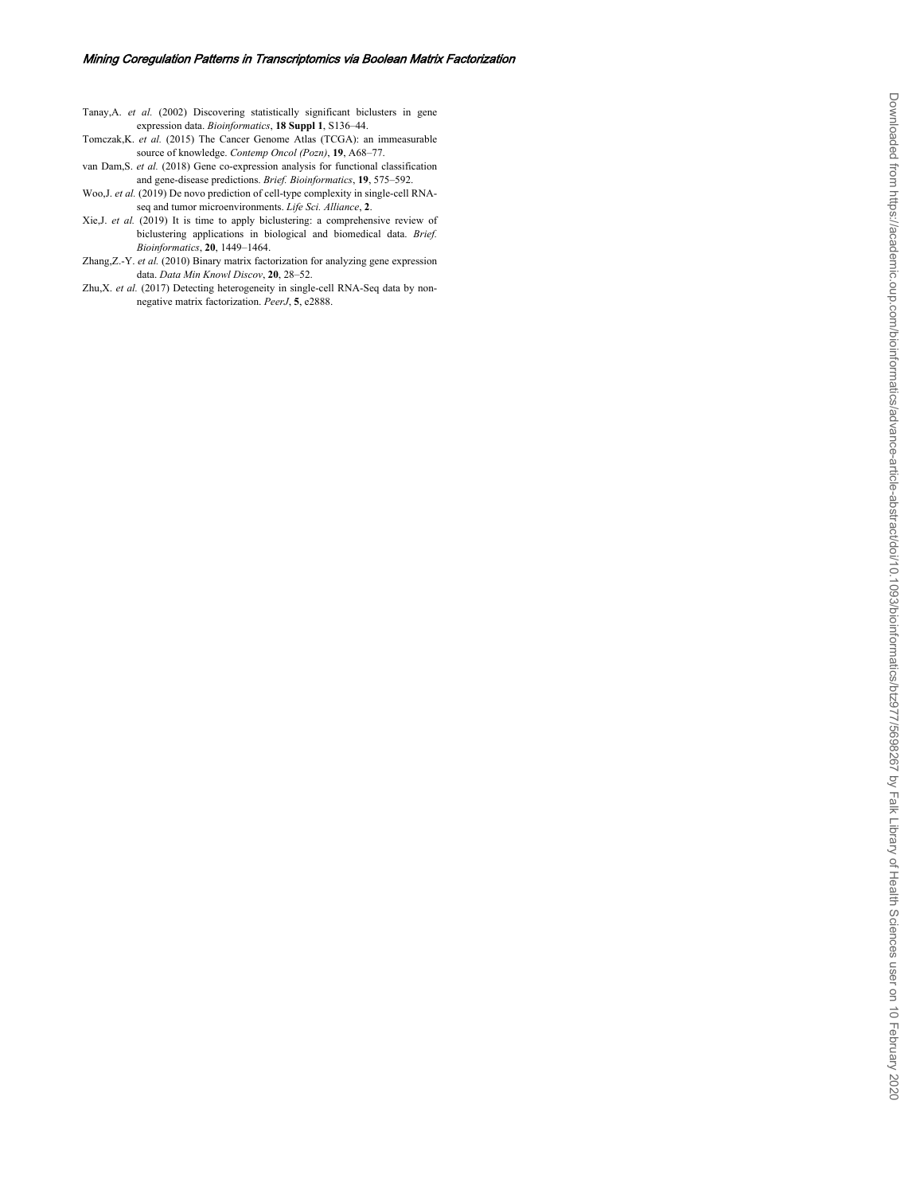Tanay,A. *et al.* (2002) Discovering statistically significant biclusters in gene expression data. *Bioinformatics*, **18 Suppl 1**, S136–44.

Tomczak,K. *et al.* (2015) The Cancer Genome Atlas (TCGA): an immeasurable source of knowledge. *Contemp Oncol (Pozn)*, **19**, A68–77.

van Dam,S. *et al.* (2018) Gene co-expression analysis for functional classification and gene-disease predictions. *Brief. Bioinformatics*, **19**, 575–592.

Woo,J. *et al.* (2019) De novo prediction of cell-type complexity in single-cell RNA-seq and tumor microenvironments. *Life Sci. Alliance*, **2**.

Xie,J. *et al.* (2019) It is time to apply biclustering: a comprehensive review of biclustering applications in biological and biomedical data. *Brief. Bioinformatics*, **20**, 1449–1464.

Zhang,Z.-Y. *et al.* (2010) Binary matrix factorization for analyzing gene expression data. *Data Min Knowl Discov*, **20**, 28–52.

Zhu,X. *et al.* (2017) Detecting heterogeneity in single-cell RNA-Seq data by non-negative matrix factorization. *PeerJ*, **5**, e2888.